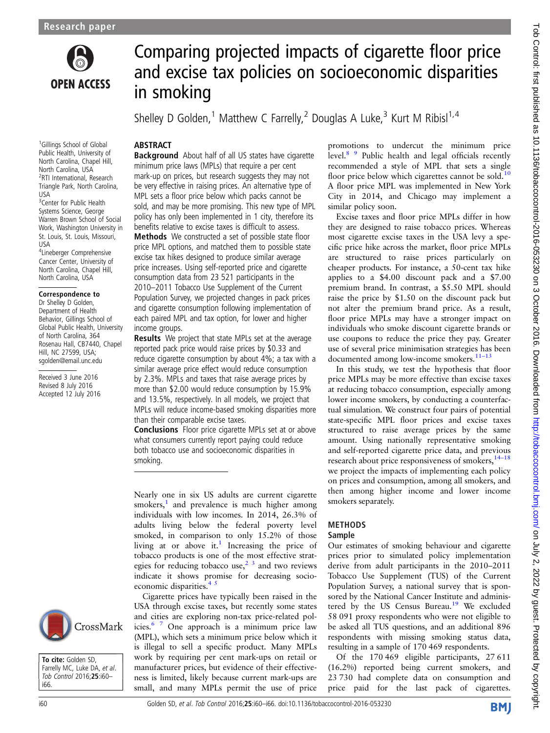Research paper

# Comparing projected impacts of cigarette floor price and excise tax policies on socioeconomic disparities in smoking

Shelley D Golden,[1] Matthew C Farrelly,[2] Douglas A Luke,[3] Kurt M Ribisl[1,4]

[1]Gillings School of Global Public Health, University of North Carolina, Chapel Hill, North Carolina, USA
[2]RTI International, Research Triangle Park, North Carolina, USA
[3]Center for Public Health Systems Science, George Warren Brown School of Social Work, Washington University in St. Louis, St. Louis, Missouri, USA
[4]Lineberger Comprehensive Cancer Center, University of North Carolina, Chapel Hill, North Carolina, USA

**Correspondence to**
Dr Shelley D Golden, Department of Health Behavior, Gillings School of Global Public Health, University of North Carolina, 364 Rosenau Hall, CB7440, Chapel Hill, NC 27599, USA; sgolden@email.unc.edu

Received 3 June 2016
Revised 8 July 2016
Accepted 12 July 2016

**To cite:** Golden SD, Farrelly MC, Luke DA, *et al.* *Tob Control* 2016;**25**:i60–i66.

## ABSTRACT

**Background** About half of all US states have cigarette minimum price laws (MPLs) that require a per cent mark-up on prices, but research suggests they may not be very effective in raising prices. An alternative type of MPL sets a floor price below which packs cannot be sold, and may be more promising. This new type of MPL policy has only been implemented in 1 city, therefore its benefits relative to excise taxes is difficult to assess.

**Methods** We constructed a set of possible state floor price MPL options, and matched them to possible state excise tax hikes designed to produce similar average price increases. Using self-reported price and cigarette consumption data from 23 521 participants in the 2010–2011 Tobacco Use Supplement of the Current Population Survey, we projected changes in pack prices and cigarette consumption following implementation of each paired MPL and tax option, for lower and higher income groups.

**Results** We project that state MPLs set at the average reported pack price would raise prices by $0.33 and reduce cigarette consumption by about 4%; a tax with a similar average price effect would reduce consumption by 2.3%. MPLs and taxes that raise average prices by more than $2.00 would reduce consumption by 15.9% and 13.5%, respectively. In all models, we project that MPLs will reduce income-based smoking disparities more than their comparable excise taxes.

**Conclusions** Floor price cigarette MPLs set at or above what consumers currently report paying could reduce both tobacco use and socioeconomic disparities in smoking.

Nearly one in six US adults are current cigarette smokers,[1] and prevalence is much higher among individuals with low incomes. In 2014, 26.3% of adults living below the federal poverty level smoked, in comparison to only 15.2% of those living at or above it.[1] Increasing the price of tobacco products is one of the most effective strategies for reducing tobacco use,[2,3] and two reviews indicate it shows promise for decreasing socioeconomic disparities.[4,5]

Cigarette prices have typically been raised in the USA through excise taxes, but recently some states and cities are exploring non-tax price-related policies.[6,7] One approach is a minimum price law (MPL), which sets a minimum price below which it is illegal to sell a specific product. Many MPLs work by requiring per cent mark-ups on retail or manufacturer prices, but evidence of their effectiveness is limited, likely because current mark-ups are small, and many MPLs permit the use of price promotions to undercut the minimum price level.[8,9] Public health and legal officials recently recommended a style of MPL that sets a single floor price below which cigarettes cannot be sold.[10] A floor price MPL was implemented in New York City in 2014, and Chicago may implement a similar policy soon.

Excise taxes and floor price MPLs differ in how they are designed to raise tobacco prices. Whereas most cigarette excise taxes in the USA levy a specific price hike across the market, floor price MPLs are structured to raise prices particularly on cheaper products. For instance, a 50-cent tax hike applies to a $4.00 discount pack and a $7.00 premium brand. In contrast, a $5.50 MPL should raise the price by $1.50 on the discount pack but not alter the premium brand price. As a result, floor price MPLs may have a stronger impact on individuals who smoke discount cigarette brands or use coupons to reduce the price they pay. Greater use of several price minimisation strategies has been documented among low-income smokers.[11–13]

In this study, we test the hypothesis that floor price MPLs may be more effective than excise taxes at reducing tobacco consumption, especially among lower income smokers, by conducting a counterfactual simulation. We construct four pairs of potential state-specific MPL floor prices and excise taxes structured to raise average prices by the same amount. Using nationally representative smoking and self-reported cigarette price data, and previous research about price responsiveness of smokers,[14–18] we project the impacts of implementing each policy on prices and consumption, among all smokers, and then among higher income and lower income smokers separately.

## METHODS

### Sample

Our estimates of smoking behaviour and cigarette prices prior to simulated policy implementation derive from adult participants in the 2010–2011 Tobacco Use Supplement (TUS) of the Current Population Survey, a national survey that is sponsored by the National Cancer Institute and administered by the US Census Bureau.[19] We excluded 58 091 proxy respondents who were not eligible to be asked all TUS questions, and an additional 896 respondents with missing smoking status data, resulting in a sample of 170 469 respondents.

Of the 170 469 eligible participants, 27 611 (16.2%) reported being current smokers, and 23 730 had complete data on consumption and price paid for the last pack of cigarettes.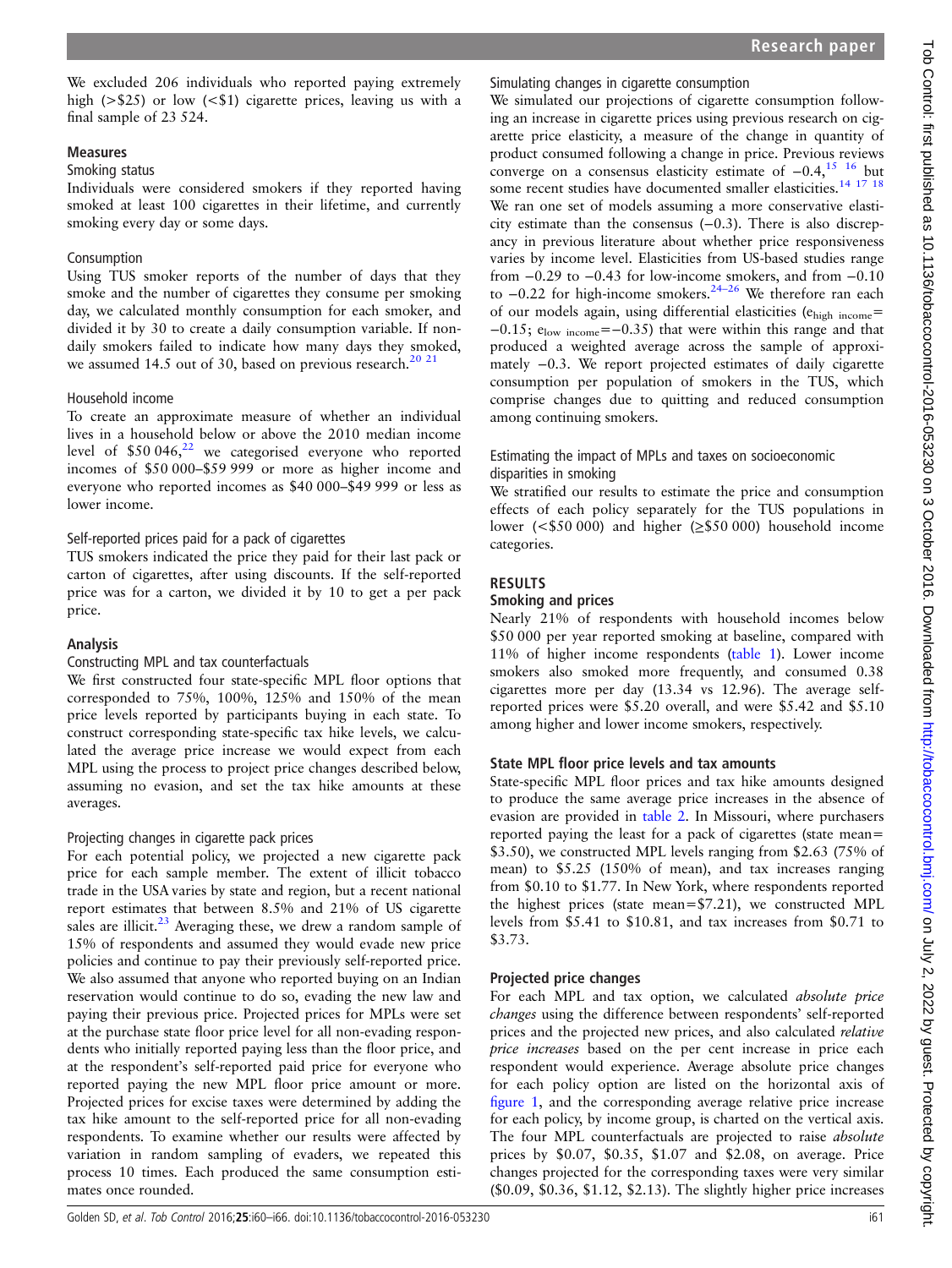We excluded 206 individuals who reported paying extremely high (>$25) or low (<$1) cigarette prices, leaving us with a final sample of 23 524.

### Measures

#### Smoking status

Individuals were considered smokers if they reported having smoked at least 100 cigarettes in their lifetime, and currently smoking every day or some days.

#### Consumption

Using TUS smoker reports of the number of days that they smoke and the number of cigarettes they consume per smoking day, we calculated monthly consumption for each smoker, and divided it by 30 to create a daily consumption variable. If non-daily smokers failed to indicate how many days they smoked, we assumed 14.5 out of 30, based on previous research.[20 21]

#### Household income

To create an approximate measure of whether an individual lives in a household below or above the 2010 median income level of $50 046,[22] we categorised everyone who reported incomes of $50 000–$59 999 or more as higher income and everyone who reported incomes as $40 000–$49 999 or less as lower income.

#### Self-reported prices paid for a pack of cigarettes

TUS smokers indicated the price they paid for their last pack or carton of cigarettes, after using discounts. If the self-reported price was for a carton, we divided it by 10 to get a per pack price.

### Analysis

#### Constructing MPL and tax counterfactuals

We first constructed four state-specific MPL floor options that corresponded to 75%, 100%, 125% and 150% of the mean price levels reported by participants buying in each state. To construct corresponding state-specific tax hike levels, we calculated the average price increase we would expect from each MPL using the process to project price changes described below, assuming no evasion, and set the tax hike amounts at these averages.

#### Projecting changes in cigarette pack prices

For each potential policy, we projected a new cigarette pack price for each sample member. The extent of illicit tobacco trade in the USA varies by state and region, but a recent national report estimates that between 8.5% and 21% of US cigarette sales are illicit.[23] Averaging these, we drew a random sample of 15% of respondents and assumed they would evade new price policies and continue to pay their previously self-reported price. We also assumed that anyone who reported buying on an Indian reservation would continue to do so, evading the new law and paying their previous price. Projected prices for MPLs were set at the purchase state floor price level for all non-evading respondents who initially reported paying less than the floor price, and at the respondent's self-reported paid price for everyone who reported paying the new MPL floor price amount or more. Projected prices for excise taxes were determined by adding the tax hike amount to the self-reported price for all non-evading respondents. To examine whether our results were affected by variation in random sampling of evaders, we repeated this process 10 times. Each produced the same consumption estimates once rounded.

#### Simulating changes in cigarette consumption

We simulated our projections of cigarette consumption following an increase in cigarette prices using previous research on cigarette price elasticity, a measure of the change in quantity of product consumed following a change in price. Previous reviews converge on a consensus elasticity estimate of −0.4,[15 16] but some recent studies have documented smaller elasticities.[14 17 18] We ran one set of models assuming a more conservative elasticity estimate than the consensus (−0.3). There is also discrepancy in previous literature about whether price responsiveness varies by income level. Elasticities from US-based studies range from −0.29 to −0.43 for low-income smokers, and from −0.10 to −0.22 for high-income smokers.[24–26] We therefore ran each of our models again, using differential elasticities ($e_{\text{high income}}$= −0.15; $e_{\text{low income}}$=−0.35) that were within this range and that produced a weighted average across the sample of approximately −0.3. We report projected estimates of daily cigarette consumption per population of smokers in the TUS, which comprise changes due to quitting and reduced consumption among continuing smokers.

#### Estimating the impact of MPLs and taxes on socioeconomic disparities in smoking

We stratified our results to estimate the price and consumption effects of each policy separately for the TUS populations in lower (<$50 000) and higher (≥$50 000) household income categories.

## RESULTS

### Smoking and prices

Nearly 21% of respondents with household incomes below $50 000 per year reported smoking at baseline, compared with 11% of higher income respondents (table 1). Lower income smokers also smoked more frequently, and consumed 0.38 cigarettes more per day (13.34 vs 12.96). The average self-reported prices were $5.20 overall, and were $5.42 and $5.10 among higher and lower income smokers, respectively.

### State MPL floor price levels and tax amounts

State-specific MPL floor prices and tax hike amounts designed to produce the same average price increases in the absence of evasion are provided in table 2. In Missouri, where purchasers reported paying the least for a pack of cigarettes (state mean= $3.50), we constructed MPL levels ranging from $2.63 (75% of mean) to $5.25 (150% of mean), and tax increases ranging from $0.10 to $1.77. In New York, where respondents reported the highest prices (state mean=$7.21), we constructed MPL levels from $5.41 to $10.81, and tax increases from $0.71 to $3.73.

### Projected price changes

For each MPL and tax option, we calculated *absolute price changes* using the difference between respondents' self-reported prices and the projected new prices, and also calculated *relative price increases* based on the per cent increase in price each respondent would experience. Average absolute price changes for each policy option are listed on the horizontal axis of figure 1, and the corresponding average relative price increase for each policy, by income group, is charted on the vertical axis. The four MPL counterfactuals are projected to raise *absolute* prices by $0.07, $0.35, $1.07 and $2.08, on average. Price changes projected for the corresponding taxes were very similar ($0.09, $0.36, $1.12, $2.13). The slightly higher price increases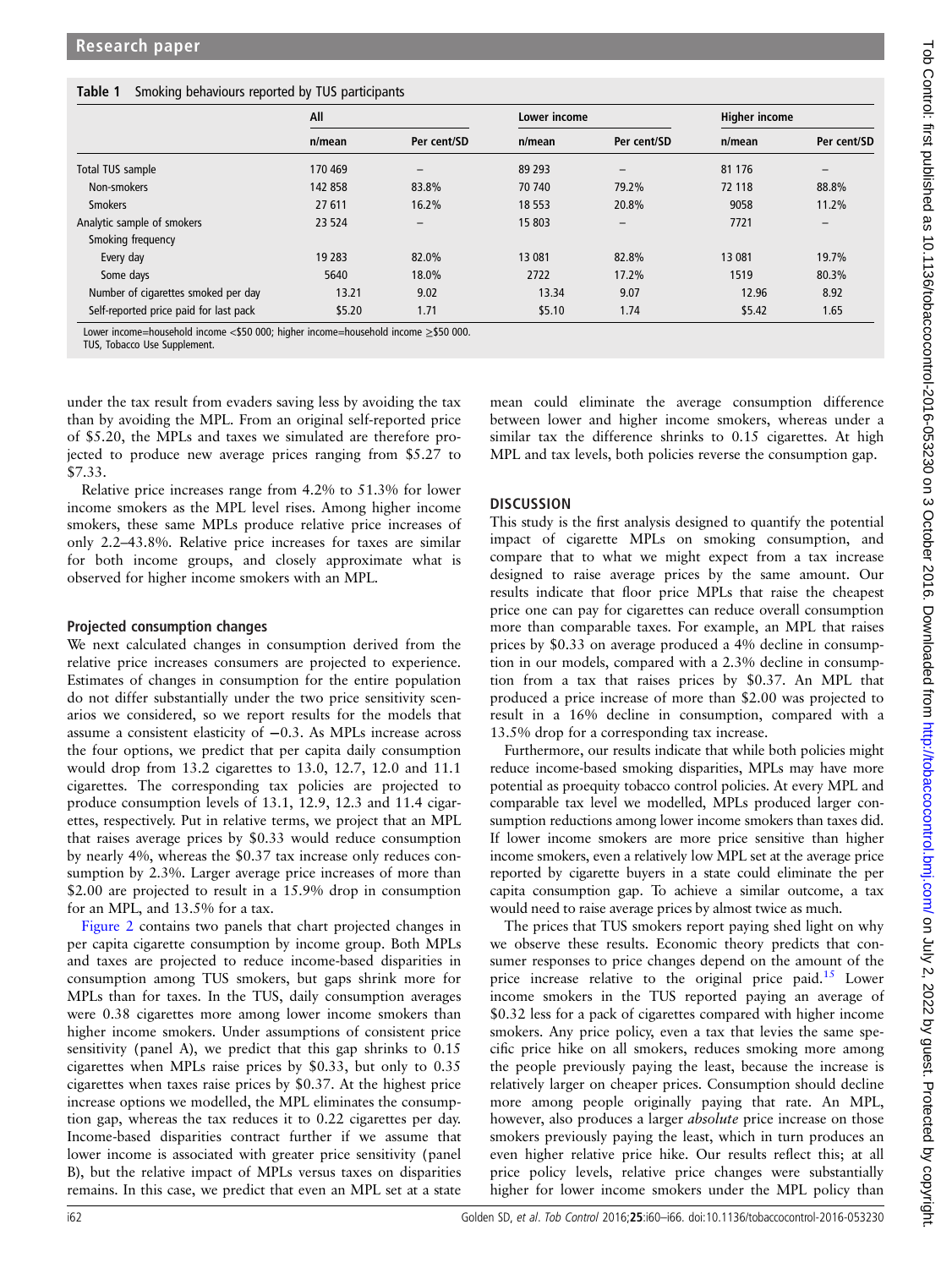**Table 1** Smoking behaviours reported by TUS participants

| | All | | Lower income | | Higher income | |
|---|---|---|---|---|---|---|
| | n/mean | Per cent/SD | n/mean | Per cent/SD | n/mean | Per cent/SD |
| Total TUS sample | 170 469 | – | 89 293 | – | 81 176 | – |
| Non-smokers | 142 858 | 83.8% | 70 740 | 79.2% | 72 118 | 88.8% |
| Smokers | 27 611 | 16.2% | 18 553 | 20.8% | 9058 | 11.2% |
| Analytic sample of smokers | 23 524 | – | 15 803 | – | 7721 | – |
| Smoking frequency | | | | | | |
| Every day | 19 283 | 82.0% | 13 081 | 82.8% | 13 081 | 19.7% |
| Some days | 5640 | 18.0% | 2722 | 17.2% | 1519 | 80.3% |
| Number of cigarettes smoked per day | 13.21 | 9.02 | 13.34 | 9.07 | 12.96 | 8.92 |
| Self-reported price paid for last pack | $5.20 | 1.71 | $5.10 | 1.74 | $5.42 | 1.65 |

Lower income=household income <$50 000; higher income=household income ≥$50 000.
TUS, Tobacco Use Supplement.

under the tax result from evaders saving less by avoiding the tax than by avoiding the MPL. From an original self-reported price of $5.20, the MPLs and taxes we simulated are therefore projected to produce new average prices ranging from $5.27 to $7.33.

Relative price increases range from 4.2% to 51.3% for lower income smokers as the MPL level rises. Among higher income smokers, these same MPLs produce relative price increases of only 2.2–43.8%. Relative price increases for taxes are similar for both income groups, and closely approximate what is observed for higher income smokers with an MPL.

### Projected consumption changes

We next calculated changes in consumption derived from the relative price increases consumers are projected to experience. Estimates of changes in consumption for the entire population do not differ substantially under the two price sensitivity scenarios we considered, so we report results for the models that assume a consistent elasticity of −0.3. As MPLs increase across the four options, we predict that per capita daily consumption would drop from 13.2 cigarettes to 13.0, 12.7, 12.0 and 11.1 cigarettes. The corresponding tax policies are projected to produce consumption levels of 13.1, 12.9, 12.3 and 11.4 cigarettes, respectively. Put in relative terms, we project that an MPL that raises average prices by $0.33 would reduce consumption by nearly 4%, whereas the $0.37 tax increase only reduces consumption by 2.3%. Larger average price increases of more than $2.00 are projected to result in a 15.9% drop in consumption for an MPL, and 13.5% for a tax.

Figure 2 contains two panels that chart projected changes in per capita cigarette consumption by income group. Both MPLs and taxes are projected to reduce income-based disparities in consumption among TUS smokers, but gaps shrink more for MPLs than for taxes. In the TUS, daily consumption averages were 0.38 cigarettes more among lower income smokers than higher income smokers. Under assumptions of consistent price sensitivity (panel A), we predict that this gap shrinks to 0.15 cigarettes when MPLs raise prices by $0.33, but only to 0.35 cigarettes when taxes raise prices by $0.37. At the highest price increase options we modelled, the MPL eliminates the consumption gap, whereas the tax reduces it to 0.22 cigarettes per day. Income-based disparities contract further if we assume that lower income is associated with greater price sensitivity (panel B), but the relative impact of MPLs versus taxes on disparities remains. In this case, we predict that even an MPL set at a state mean could eliminate the average consumption difference between lower and higher income smokers, whereas under a similar tax the difference shrinks to 0.15 cigarettes. At high MPL and tax levels, both policies reverse the consumption gap.

## DISCUSSION

This study is the first analysis designed to quantify the potential impact of cigarette MPLs on smoking consumption, and compare that to what we might expect from a tax increase designed to raise average prices by the same amount. Our results indicate that floor price MPLs that raise the cheapest price one can pay for cigarettes can reduce overall consumption more than comparable taxes. For example, an MPL that raises prices by $0.33 on average produced a 4% decline in consumption in our models, compared with a 2.3% decline in consumption from a tax that raises prices by $0.37. An MPL that produced a price increase of more than $2.00 was projected to result in a 16% decline in consumption, compared with a 13.5% drop for a corresponding tax increase.

Furthermore, our results indicate that while both policies might reduce income-based smoking disparities, MPLs may have more potential as proequity tobacco control policies. At every MPL and comparable tax level we modelled, MPLs produced larger consumption reductions among lower income smokers than taxes did. If lower income smokers are more price sensitive than higher income smokers, even a relatively low MPL set at the average price reported by cigarette buyers in a state could eliminate the per capita consumption gap. To achieve a similar outcome, a tax would need to raise average prices by almost twice as much.

The prices that TUS smokers report paying shed light on why we observe these results. Economic theory predicts that consumer responses to price changes depend on the amount of the price increase relative to the original price paid.[15] Lower income smokers in the TUS reported paying an average of $0.32 less for a pack of cigarettes compared with higher income smokers. Any price policy, even a tax that levies the same specific price hike on all smokers, reduces smoking more among the people previously paying the least, because the increase is relatively larger on cheaper prices. Consumption should decline more among people originally paying that rate. An MPL, however, also produces a larger *absolute* price increase on those smokers previously paying the least, which in turn produces an even higher relative price hike. Our results reflect this; at all price policy levels, relative price changes were substantially higher for lower income smokers under the MPL policy than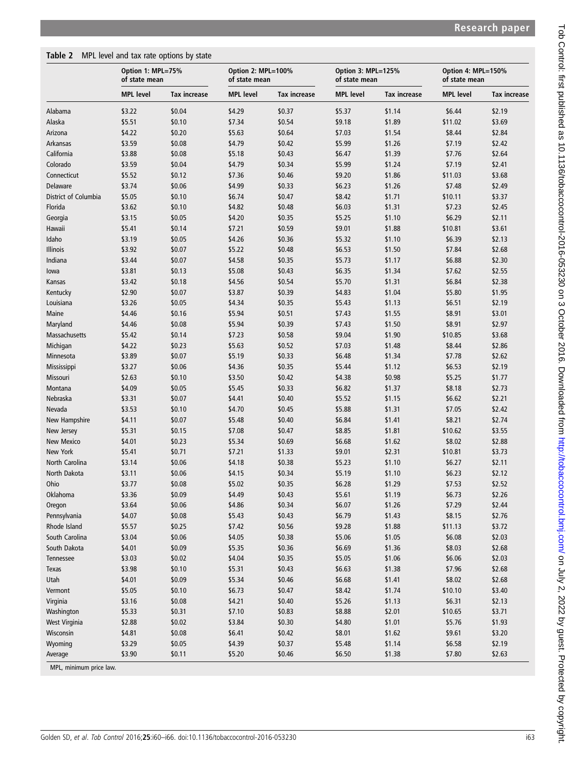**Table 2** MPL level and tax rate options by state

| | Option 1: MPL=75% of state mean | | Option 2: MPL=100% of state mean | | Option 3: MPL=125% of state mean | | Option 4: MPL=150% of state mean | |
|---|---|---|---|---|---|---|---|---|
| | **MPL level** | **Tax increase** | **MPL level** | **Tax increase** | **MPL level** | **Tax increase** | **MPL level** | **Tax increase** |
| Alabama | $3.22 | $0.04 | $4.29 | $0.37 | $5.37 | $1.14 | $6.44 | $2.19 |
| Alaska | $5.51 | $0.10 | $7.34 | $0.54 | $9.18 | $1.89 | $11.02 | $3.69 |
| Arizona | $4.22 | $0.20 | $5.63 | $0.64 | $7.03 | $1.54 | $8.44 | $2.84 |
| Arkansas | $3.59 | $0.08 | $4.79 | $0.42 | $5.99 | $1.26 | $7.19 | $2.42 |
| California | $3.88 | $0.08 | $5.18 | $0.43 | $6.47 | $1.39 | $7.76 | $2.64 |
| Colorado | $3.59 | $0.04 | $4.79 | $0.34 | $5.99 | $1.24 | $7.19 | $2.41 |
| Connecticut | $5.52 | $0.12 | $7.36 | $0.46 | $9.20 | $1.86 | $11.03 | $3.68 |
| Delaware | $3.74 | $0.06 | $4.99 | $0.33 | $6.23 | $1.26 | $7.48 | $2.49 |
| District of Columbia | $5.05 | $0.10 | $6.74 | $0.47 | $8.42 | $1.71 | $10.11 | $3.37 |
| Florida | $3.62 | $0.10 | $4.82 | $0.48 | $6.03 | $1.31 | $7.23 | $2.45 |
| Georgia | $3.15 | $0.05 | $4.20 | $0.35 | $5.25 | $1.10 | $6.29 | $2.11 |
| Hawaii | $5.41 | $0.14 | $7.21 | $0.59 | $9.01 | $1.88 | $10.81 | $3.61 |
| Idaho | $3.19 | $0.05 | $4.26 | $0.36 | $5.32 | $1.10 | $6.39 | $2.13 |
| Illinois | $3.92 | $0.07 | $5.22 | $0.48 | $6.53 | $1.50 | $7.84 | $2.68 |
| Indiana | $3.44 | $0.07 | $4.58 | $0.35 | $5.73 | $1.17 | $6.88 | $2.30 |
| Iowa | $3.81 | $0.13 | $5.08 | $0.43 | $6.35 | $1.34 | $7.62 | $2.55 |
| Kansas | $3.42 | $0.18 | $4.56 | $0.54 | $5.70 | $1.31 | $6.84 | $2.38 |
| Kentucky | $2.90 | $0.07 | $3.87 | $0.39 | $4.83 | $1.04 | $5.80 | $1.95 |
| Louisiana | $3.26 | $0.05 | $4.34 | $0.35 | $5.43 | $1.13 | $6.51 | $2.19 |
| Maine | $4.46 | $0.16 | $5.94 | $0.51 | $7.43 | $1.55 | $8.91 | $3.01 |
| Maryland | $4.46 | $0.08 | $5.94 | $0.39 | $7.43 | $1.50 | $8.91 | $2.97 |
| Massachusetts | $5.42 | $0.14 | $7.23 | $0.58 | $9.04 | $1.90 | $10.85 | $3.68 |
| Michigan | $4.22 | $0.23 | $5.63 | $0.52 | $7.03 | $1.48 | $8.44 | $2.86 |
| Minnesota | $3.89 | $0.07 | $5.19 | $0.33 | $6.48 | $1.34 | $7.78 | $2.62 |
| Mississippi | $3.27 | $0.06 | $4.36 | $0.35 | $5.44 | $1.12 | $6.53 | $2.19 |
| Missouri | $2.63 | $0.10 | $3.50 | $0.42 | $4.38 | $0.98 | $5.25 | $1.77 |
| Montana | $4.09 | $0.05 | $5.45 | $0.33 | $6.82 | $1.37 | $8.18 | $2.73 |
| Nebraska | $3.31 | $0.07 | $4.41 | $0.40 | $5.52 | $1.15 | $6.62 | $2.21 |
| Nevada | $3.53 | $0.10 | $4.70 | $0.45 | $5.88 | $1.31 | $7.05 | $2.42 |
| New Hampshire | $4.11 | $0.07 | $5.48 | $0.40 | $6.84 | $1.41 | $8.21 | $2.74 |
| New Jersey | $5.31 | $0.15 | $7.08 | $0.47 | $8.85 | $1.81 | $10.62 | $3.55 |
| New Mexico | $4.01 | $0.23 | $5.34 | $0.69 | $6.68 | $1.62 | $8.02 | $2.88 |
| New York | $5.41 | $0.71 | $7.21 | $1.33 | $9.01 | $2.31 | $10.81 | $3.73 |
| North Carolina | $3.14 | $0.06 | $4.18 | $0.38 | $5.23 | $1.10 | $6.27 | $2.11 |
| North Dakota | $3.11 | $0.06 | $4.15 | $0.34 | $5.19 | $1.10 | $6.23 | $2.12 |
| Ohio | $3.77 | $0.08 | $5.02 | $0.35 | $6.28 | $1.29 | $7.53 | $2.52 |
| Oklahoma | $3.36 | $0.09 | $4.49 | $0.43 | $5.61 | $1.19 | $6.73 | $2.26 |
| Oregon | $3.64 | $0.06 | $4.86 | $0.34 | $6.07 | $1.26 | $7.29 | $2.44 |
| Pennsylvania | $4.07 | $0.08 | $5.43 | $0.43 | $6.79 | $1.43 | $8.15 | $2.76 |
| Rhode Island | $5.57 | $0.25 | $7.42 | $0.56 | $9.28 | $1.88 | $11.13 | $3.72 |
| South Carolina | $3.04 | $0.06 | $4.05 | $0.38 | $5.06 | $1.05 | $6.08 | $2.03 |
| South Dakota | $4.01 | $0.09 | $5.35 | $0.36 | $6.69 | $1.36 | $8.03 | $2.68 |
| Tennessee | $3.03 | $0.02 | $4.04 | $0.35 | $5.05 | $1.06 | $6.06 | $2.03 |
| Texas | $3.98 | $0.10 | $5.31 | $0.43 | $6.63 | $1.38 | $7.96 | $2.68 |
| Utah | $4.01 | $0.09 | $5.34 | $0.46 | $6.68 | $1.41 | $8.02 | $2.68 |
| Vermont | $5.05 | $0.10 | $6.73 | $0.47 | $8.42 | $1.74 | $10.10 | $3.40 |
| Virginia | $3.16 | $0.08 | $4.21 | $0.40 | $5.26 | $1.13 | $6.31 | $2.13 |
| Washington | $5.33 | $0.31 | $7.10 | $0.83 | $8.88 | $2.01 | $10.65 | $3.71 |
| West Virginia | $2.88 | $0.02 | $3.84 | $0.30 | $4.80 | $1.01 | $5.76 | $1.93 |
| Wisconsin | $4.81 | $0.08 | $6.41 | $0.42 | $8.01 | $1.62 | $9.61 | $3.20 |
| Wyoming | $3.29 | $0.05 | $4.39 | $0.37 | $5.48 | $1.14 | $6.58 | $2.19 |
| Average | $3.90 | $0.11 | $5.20 | $0.46 | $6.50 | $1.38 | $7.80 | $2.63 |

MPL, minimum price law.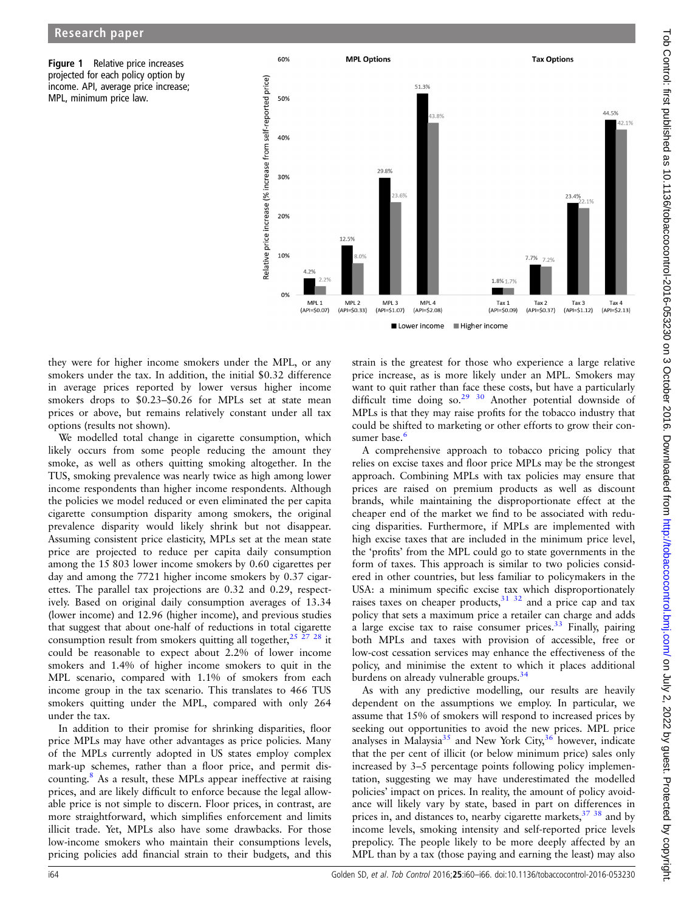**Figure 1** Relative price increases projected for each policy option by income. API, average price increase; MPL, minimum price law.

they were for higher income smokers under the MPL, or any smokers under the tax. In addition, the initial $0.32 difference in average prices reported by lower versus higher income smokers drops to $0.23–$0.26 for MPLs set at state mean prices or above, but remains relatively constant under all tax options (results not shown).

We modelled total change in cigarette consumption, which likely occurs from some people reducing the amount they smoke, as well as others quitting smoking altogether. In the TUS, smoking prevalence was nearly twice as high among lower income respondents than higher income respondents. Although the policies we model reduced or even eliminated the per capita cigarette consumption disparity among smokers, the original prevalence disparity would likely shrink but not disappear. Assuming consistent price elasticity, MPLs set at the mean state price are projected to reduce per capita daily consumption among the 15 803 lower income smokers by 0.60 cigarettes per day and among the 7721 higher income smokers by 0.37 cigarettes. The parallel tax projections are 0.32 and 0.29, respectively. Based on original daily consumption averages of 13.34 (lower income) and 12.96 (higher income), and previous studies that suggest that about one-half of reductions in total cigarette consumption result from smokers quitting all together,[25 27 28] it could be reasonable to expect about 2.2% of lower income smokers and 1.4% of higher income smokers to quit in the MPL scenario, compared with 1.1% of smokers from each income group in the tax scenario. This translates to 466 TUS smokers quitting under the MPL, compared with only 264 under the tax.

In addition to their promise for shrinking disparities, floor price MPLs may have other advantages as price policies. Many of the MPLs currently adopted in US states employ complex mark-up schemes, rather than a floor price, and permit discounting.[8] As a result, these MPLs appear ineffective at raising prices, and are likely difficult to enforce because the legal allowable price is not simple to discern. Floor prices, in contrast, are more straightforward, which simplifies enforcement and limits illicit trade. Yet, MPLs also have some drawbacks. For those low-income smokers who maintain their consumptions levels, pricing policies add financial strain to their budgets, and this strain is the greatest for those who experience a large relative price increase, as is more likely under an MPL. Smokers may want to quit rather than face these costs, but have a particularly difficult time doing so.[29 30] Another potential downside of MPLs is that they may raise profits for the tobacco industry that could be shifted to marketing or other efforts to grow their consumer base.[6]

A comprehensive approach to tobacco pricing policy that relies on excise taxes and floor price MPLs may be the strongest approach. Combining MPLs with tax policies may ensure that prices are raised on premium products as well as discount brands, while maintaining the disproportionate effect at the cheaper end of the market we find to be associated with reducing disparities. Furthermore, if MPLs are implemented with high excise taxes that are included in the minimum price level, the 'profits' from the MPL could go to state governments in the form of taxes. This approach is similar to two policies considered in other countries, but less familiar to policymakers in the USA: a minimum specific excise tax which disproportionately raises taxes on cheaper products,[31 32] and a price cap and tax policy that sets a maximum price a retailer can charge and adds a large excise tax to raise consumer prices.[33] Finally, pairing both MPLs and taxes with provision of accessible, free or low-cost cessation services may enhance the effectiveness of the policy, and minimise the extent to which it places additional burdens on already vulnerable groups.[34]

As with any predictive modelling, our results are heavily dependent on the assumptions we employ. In particular, we assume that 15% of smokers will respond to increased prices by seeking out opportunities to avoid the new prices. MPL price analyses in Malaysia[35] and New York City,[36] however, indicate that the per cent of illicit (or below minimum price) sales only increased by 3–5 percentage points following policy implementation, suggesting we may have underestimated the modelled policies' impact on prices. In reality, the amount of policy avoidance will likely vary by state, based in part on differences in prices in, and distances to, nearby cigarette markets,[37 38] and by income levels, smoking intensity and self-reported price levels prepolicy. The people likely to be more deeply affected by an MPL than by a tax (those paying and earning the least) may also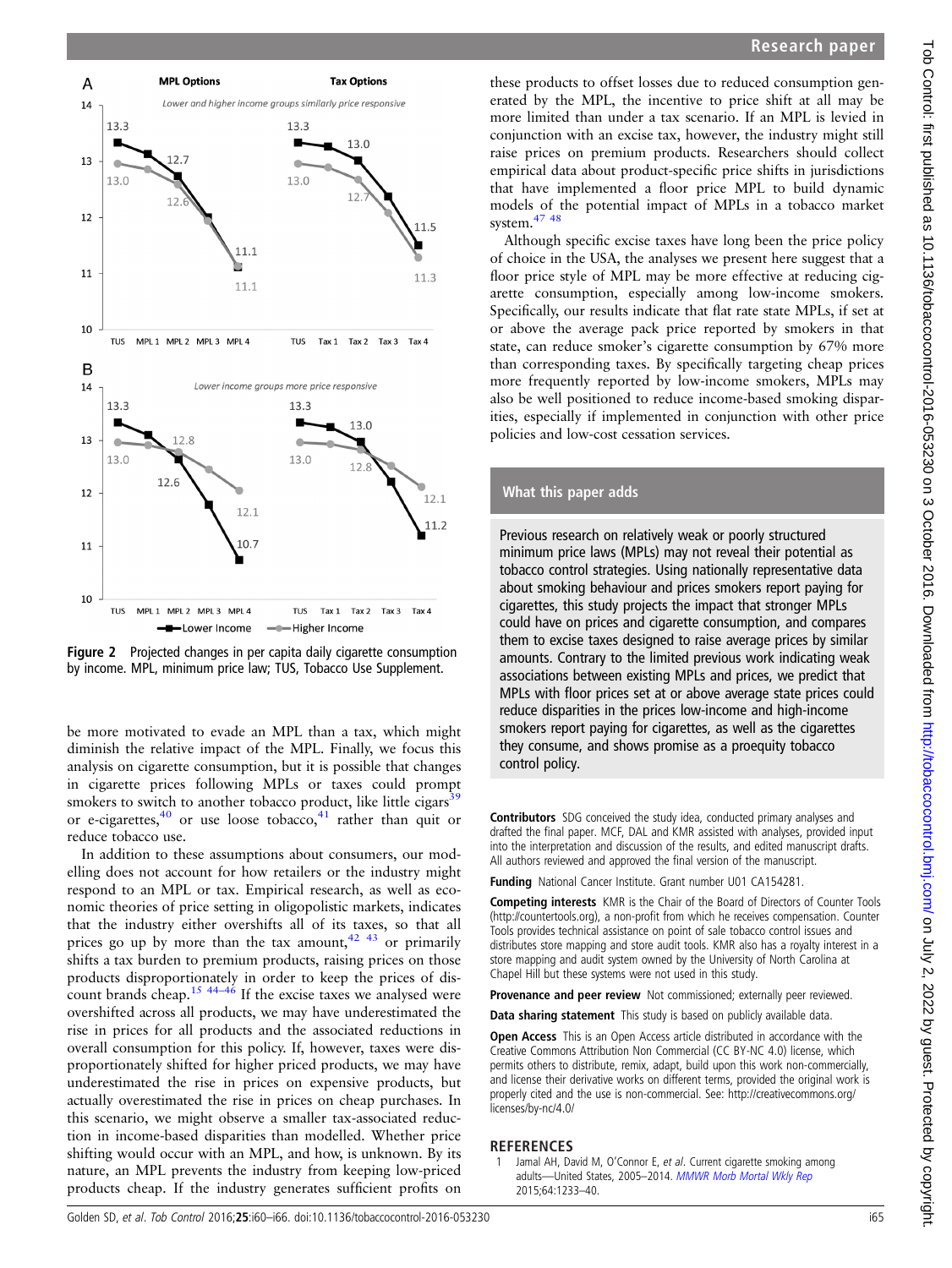A

MPL Options

Tax Options

Lower and higher income groups similarly price responsive

14
13
12
11
10

13.3
13.0
12.7
12.6
11.1
11.1

13.3
13.0
13.0
12.7
11.5
11.3

TUS MPL 1 MPL 2 MPL 3 MPL 4 TUS Tax 1 Tax 2 Tax 3 Tax 4

B

Lower income groups more price responsive

14
13
12
11
10

13.3
13.0
12.8
12.6
12.1
10.7

13.3
13.0
13.0
12.8
12.1
11.2

TUS MPL 1 MPL 2 MPL 3 MPL 4 TUS Tax 1 Tax 2 Tax 3 Tax 4

Lower Income
Higher Income

**Figure 2** Projected changes in per capita daily cigarette consumption by income. MPL, minimum price law; TUS, Tobacco Use Supplement.

be more motivated to evade an MPL than a tax, which might diminish the relative impact of the MPL. Finally, we focus this analysis on cigarette consumption, but it is possible that changes in cigarette prices following MPLs or taxes could prompt smokers to switch to another tobacco product, like little cigars[39] or e-cigarettes,[40] or use loose tobacco,[41] rather than quit or reduce tobacco use.

In addition to these assumptions about consumers, our modelling does not account for how retailers or the industry might respond to an MPL or tax. Empirical research, as well as economic theories of price setting in oligopolistic markets, indicates that the industry either overshifts all of its taxes, so that all prices go up by more than the tax amount,[42 43] or primarily shifts a tax burden to premium products, raising prices on those products disproportionately in order to keep the prices of discount brands cheap.[15 44–46] If the excise taxes we analysed were overshifted across all products, we may have underestimated the rise in prices for all products and the associated reductions in overall consumption for this policy. If, however, taxes were disproportionately shifted for higher priced products, we may have underestimated the rise in prices on expensive products, but actually overestimated the rise in prices on cheap purchases. In this scenario, we might observe a smaller tax-associated reduction in income-based disparities than modelled. Whether price shifting would occur with an MPL, and how, is unknown. By its nature, an MPL prevents the industry from keeping low-priced products cheap. If the industry generates sufficient profits on these products to offset losses due to reduced consumption generated by the MPL, the incentive to price shift at all may be more limited than under a tax scenario. If an MPL is levied in conjunction with an excise tax, however, the industry might still raise prices on premium products. Researchers should collect empirical data about product-specific price shifts in jurisdictions that have implemented a floor price MPL to build dynamic models of the potential impact of MPLs in a tobacco market system.[47 48]

Although specific excise taxes have long been the price policy of choice in the USA, the analyses we present here suggest that a floor price style of MPL may be more effective at reducing cigarette consumption, especially among low-income smokers. Specifically, our results indicate that flat rate state MPLs, if set at or above the average pack price reported by smokers in that state, can reduce smoker's cigarette consumption by 67% more than corresponding taxes. By specifically targeting cheap prices more frequently reported by low-income smokers, MPLs may also be well positioned to reduce income-based smoking disparities, especially if implemented in conjunction with other price policies and low-cost cessation services.

## What this paper adds

Previous research on relatively weak or poorly structured minimum price laws (MPLs) may not reveal their potential as tobacco control strategies. Using nationally representative data about smoking behaviour and prices smokers report paying for cigarettes, this study projects the impact that stronger MPLs could have on prices and cigarette consumption, and compares them to excise taxes designed to raise average prices by similar amounts. Contrary to the limited previous work indicating weak associations between existing MPLs and prices, we predict that MPLs with floor prices set at or above average state prices could reduce disparities in the prices low-income and high-income smokers report paying for cigarettes, as well as the cigarettes they consume, and shows promise as a proequity tobacco control policy.

**Contributors** SDG conceived the study idea, conducted primary analyses and drafted the final paper. MCF, DAL and KMR assisted with analyses, provided input into the interpretation and discussion of the results, and edited manuscript drafts. All authors reviewed and approved the final version of the manuscript.

**Funding** National Cancer Institute. Grant number U01 CA154281.

**Competing interests** KMR is the Chair of the Board of Directors of Counter Tools (http://countertools.org), a non-profit from which he receives compensation. Counter Tools provides technical assistance on point of sale tobacco control issues and distributes store mapping and store audit tools. KMR also has a royalty interest in a store mapping and audit system owned by the University of North Carolina at Chapel Hill but these systems were not used in this study.

**Provenance and peer review** Not commissioned; externally peer reviewed.

**Data sharing statement** This study is based on publicly available data.

**Open Access** This is an Open Access article distributed in accordance with the Creative Commons Attribution Non Commercial (CC BY-NC 4.0) license, which permits others to distribute, remix, adapt, build upon this work non-commercially, and license their derivative works on different terms, provided the original work is properly cited and the use is non-commercial. See: http://creativecommons.org/licenses/by-nc/4.0/

## REFERENCES

1. Jamal AH, David M, O'Connor E, *et al*. Current cigarette smoking among adults—United States, 2005–2014. *MMWR Morb Mortal Wkly Rep* 2015;64:1233–40.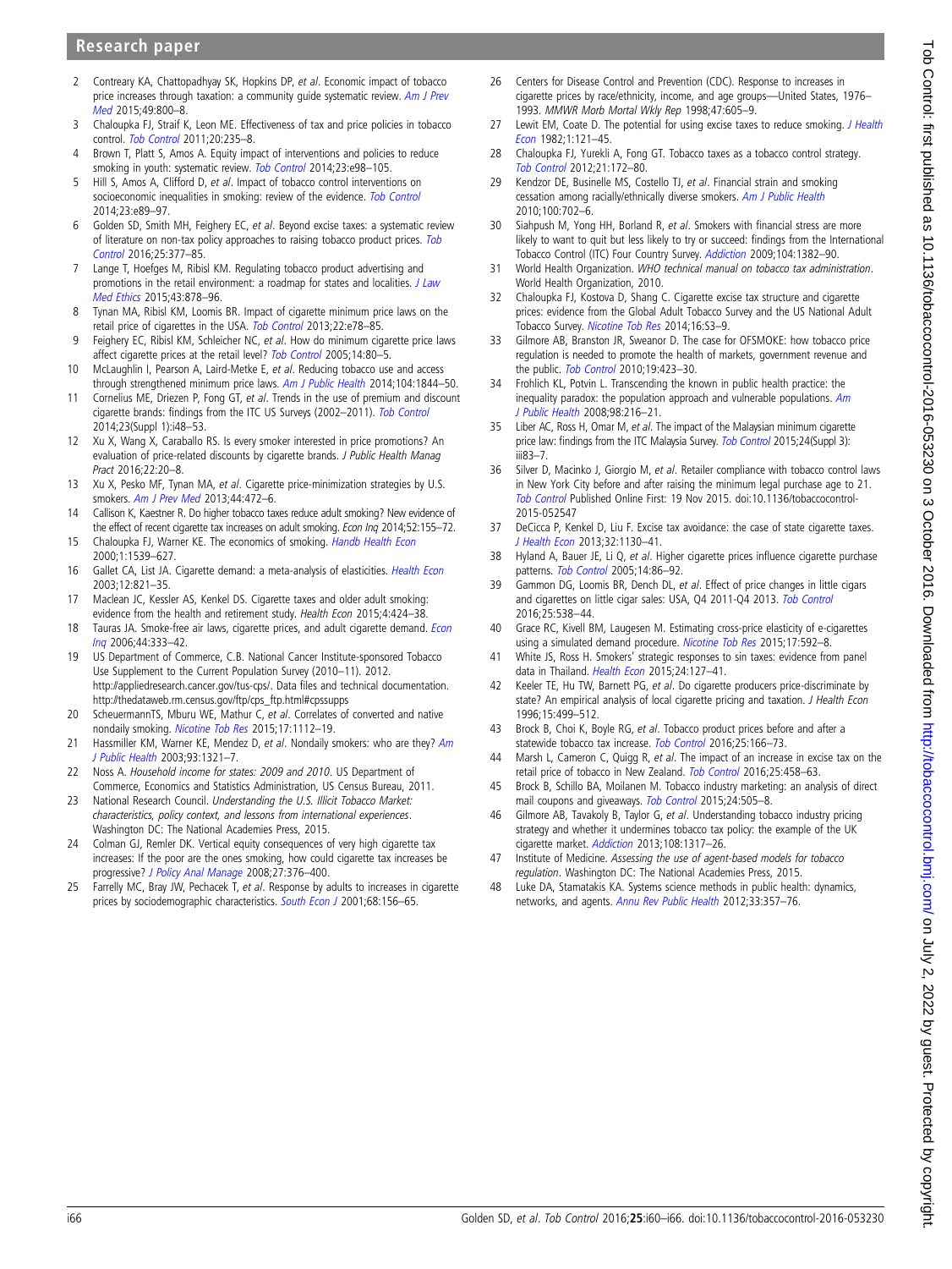2. Contreary KA, Chattopadhyay SK, Hopkins DP, *et al*. Economic impact of tobacco price increases through taxation: a community guide systematic review. *Am J Prev Med* 2015;49:800–8.
3. Chaloupka FJ, Straif K, Leon ME. Effectiveness of tax and price policies in tobacco control. *Tob Control* 2011;20:235–8.
4. Brown T, Platt S, Amos A. Equity impact of interventions and policies to reduce smoking in youth: systematic review. *Tob Control* 2014;23:e98–105.
5. Hill S, Amos A, Clifford D, *et al*. Impact of tobacco control interventions on socioeconomic inequalities in smoking: review of the evidence. *Tob Control* 2014;23:e89–97.
6. Golden SD, Smith MH, Feighery EC, *et al*. Beyond excise taxes: a systematic review of literature on non-tax policy approaches to raising tobacco product prices. *Tob Control* 2016;25:377–85.
7. Lange T, Hoefges M, Ribisl KM. Regulating tobacco product advertising and promotions in the retail environment: a roadmap for states and localities. *J Law Med Ethics* 2015;43:878–96.
8. Tynan MA, Ribisl KM, Loomis BR. Impact of cigarette minimum price laws on the retail price of cigarettes in the USA. *Tob Control* 2013;22:e78–85.
9. Feighery EC, Ribisl KM, Schleicher NC, *et al*. How do minimum cigarette price laws affect cigarette prices at the retail level? *Tob Control* 2005;14:80–5.
10. McLaughlin I, Pearson A, Laird-Metke E, *et al*. Reducing tobacco use and access through strengthened minimum price laws. *Am J Public Health* 2014;104:1844–50.
11. Cornelius ME, Driezen P, Fong GT, *et al*. Trends in the use of premium and discount cigarette brands: findings from the ITC US Surveys (2002–2011). *Tob Control* 2014;23(Suppl 1):i48–53.
12. Xu X, Wang X, Caraballo RS. Is every smoker interested in price promotions? An evaluation of price-related discounts by cigarette brands. *J Public Health Manag Pract* 2016;22:20–8.
13. Xu X, Pesko MF, Tynan MA, *et al*. Cigarette price-minimization strategies by U.S. smokers. *Am J Prev Med* 2013;44:472–6.
14. Callison K, Kaestner R. Do higher tobacco taxes reduce adult smoking? New evidence of the effect of recent cigarette tax increases on adult smoking. *Econ Inq* 2014;52:155–72.
15. Chaloupka FJ, Warner KE. The economics of smoking. *Handb Health Econ* 2000;1:1539–627.
16. Gallet CA, List JA. Cigarette demand: a meta-analysis of elasticities. *Health Econ* 2003;12:821–35.
17. Maclean JC, Kessler AS, Kenkel DS. Cigarette taxes and older adult smoking: evidence from the health and retirement study. *Health Econ* 2015;4:424–38.
18. Tauras JA. Smoke-free air laws, cigarette prices, and adult cigarette demand. *Econ Inq* 2006;44:333–42.
19. US Department of Commerce, C.B. National Cancer Institute-sponsored Tobacco Use Supplement to the Current Population Survey (2010–11). 2012. http://appliedresearch.cancer.gov/tus-cps/. Data files and technical documentation. http://thedataweb.rm.census.gov/ftp/cps_ftp.html#cpssupps
20. ScheuermannTS, Mburu WE, Mathur C, *et al*. Correlates of converted and native nondaily smoking. *Nicotine Tob Res* 2015;17:1112–19.
21. Hassmiller KM, Warner KE, Mendez D, *et al*. Nondaily smokers: who are they? *Am J Public Health* 2003;93:1321–7.
22. Noss A. *Household income for states: 2009 and 2010*. US Department of Commerce, Economics and Statistics Administration, US Census Bureau, 2011.
23. National Research Council. *Understanding the U.S. Illicit Tobacco Market: characteristics, policy context, and lessons from international experiences*. Washington DC: The National Academies Press, 2015.
24. Colman GJ, Remler DK. Vertical equity consequences of very high cigarette tax increases: If the poor are the ones smoking, how could cigarette tax increases be progressive? *J Policy Anal Manage* 2008;27:376–400.
25. Farrelly MC, Bray JW, Pechacek T, *et al*. Response by adults to increases in cigarette prices by sociodemographic characteristics. *South Econ J* 2001;68:156–65.
26. Centers for Disease Control and Prevention (CDC). Response to increases in cigarette prices by race/ethnicity, income, and age groups—United States, 1976–1993. *MMWR Morb Mortal Wkly Rep* 1998;47:605–9.
27. Lewit EM, Coate D. The potential for using excise taxes to reduce smoking. *J Health Econ* 1982;1:121–45.
28. Chaloupka FJ, Yurekli A, Fong GT. Tobacco taxes as a tobacco control strategy. *Tob Control* 2012;21:172–80.
29. Kendzor DE, Businelle MS, Costello TJ, *et al*. Financial strain and smoking cessation among racially/ethnically diverse smokers. *Am J Public Health* 2010;100:702–6.
30. Siahpush M, Yong HH, Borland R, *et al*. Smokers with financial stress are more likely to want to quit but less likely to try or succeed: findings from the International Tobacco Control (ITC) Four Country Survey. *Addiction* 2009;104:1382–90.
31. World Health Organization. *WHO technical manual on tobacco tax administration*. World Health Organization, 2010.
32. Chaloupka FJ, Kostova D, Shang C. Cigarette excise tax structure and cigarette prices: evidence from the Global Adult Tobacco Survey and the US National Adult Tobacco Survey. *Nicotine Tob Res* 2014;16:S3–9.
33. Gilmore AB, Branston JR, Sweanor D. The case for OFSMOKE: how tobacco price regulation is needed to promote the health of markets, government revenue and the public. *Tob Control* 2010;19:423–30.
34. Frohlich KL, Potvin L. Transcending the known in public health practice: the inequality paradox: the population approach and vulnerable populations. *Am J Public Health* 2008;98:216–21.
35. Liber AC, Ross H, Omar M, *et al*. The impact of the Malaysian minimum cigarette price law: findings from the ITC Malaysia Survey. *Tob Control* 2015;24(Suppl 3): iii83–7.
36. Silver D, Macinko J, Giorgio M, *et al*. Retailer compliance with tobacco control laws in New York City before and after raising the minimum legal purchase age to 21. *Tob Control* Published Online First: 19 Nov 2015. doi:10.1136/tobaccocontrol-2015-052547
37. DeCicca P, Kenkel D, Liu F. Excise tax avoidance: the case of state cigarette taxes. *J Health Econ* 2013;32:1130–41.
38. Hyland A, Bauer JE, Li Q, *et al*. Higher cigarette prices influence cigarette purchase patterns. *Tob Control* 2005;14:86–92.
39. Gammon DG, Loomis BR, Dench DL, *et al*. Effect of price changes in little cigars and cigarettes on little cigar sales: USA, Q4 2011-Q4 2013. *Tob Control* 2016;25:538–44.
40. Grace RC, Kivell BM, Laugesen M. Estimating cross-price elasticity of e-cigarettes using a simulated demand procedure. *Nicotine Tob Res* 2015;17:592–8.
41. White JS, Ross H. Smokers' strategic responses to sin taxes: evidence from panel data in Thailand. *Health Econ* 2015;24:127–41.
42. Keeler TE, Hu TW, Barnett PG, *et al*. Do cigarette producers price-discriminate by state? An empirical analysis of local cigarette pricing and taxation. *J Health Econ* 1996;15:499–512.
43. Brock B, Choi K, Boyle RG, *et al*. Tobacco product prices before and after a statewide tobacco tax increase. *Tob Control* 2016;25:166–73.
44. Marsh L, Cameron C, Quigg R, *et al*. The impact of an increase in excise tax on the retail price of tobacco in New Zealand. *Tob Control* 2016;25:458–63.
45. Brock B, Schillo BA, Moilanen M. Tobacco industry marketing: an analysis of direct mail coupons and giveaways. *Tob Control* 2015;24:505–8.
46. Gilmore AB, Tavakoly B, Taylor G, *et al*. Understanding tobacco industry pricing strategy and whether it undermines tobacco tax policy: the example of the UK cigarette market. *Addiction* 2013;108:1317–26.
47. Institute of Medicine. *Assessing the use of agent-based models for tobacco regulation*. Washington DC: The National Academies Press, 2015.
48. Luke DA, Stamatakis KA. Systems science methods in public health: dynamics, networks, and agents. *Annu Rev Public Health* 2012;33:357–76.